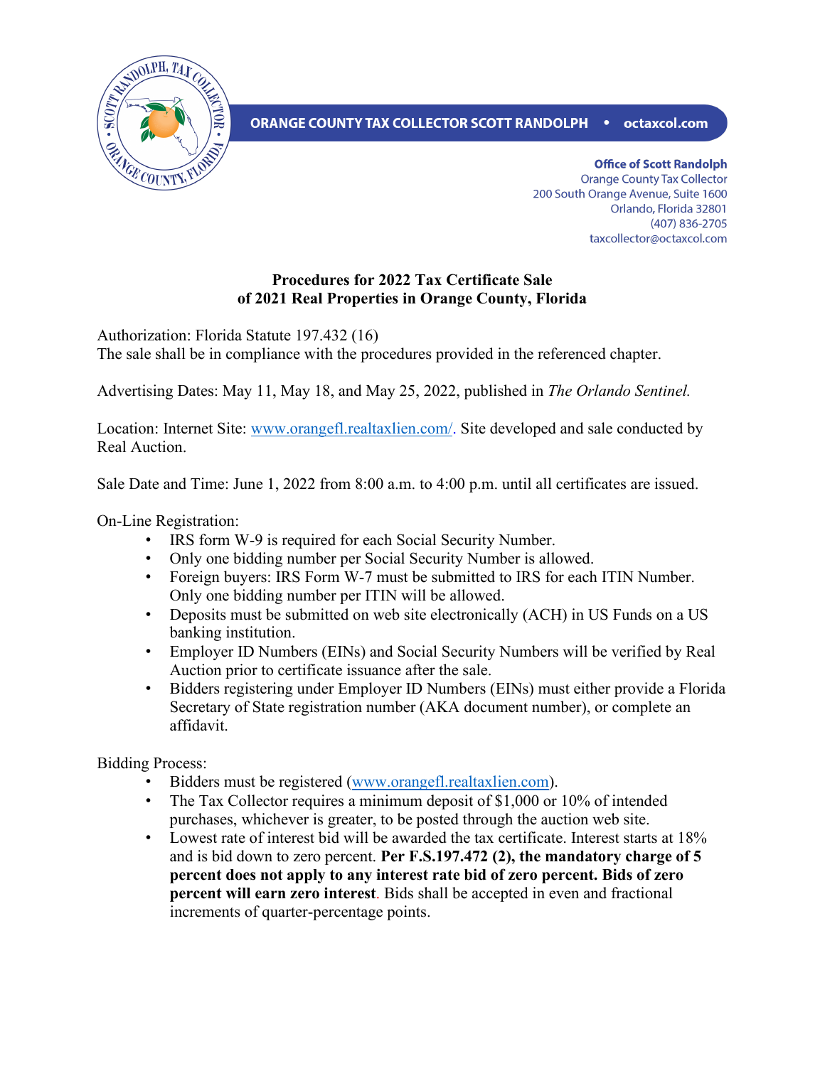ORANGE COUNTY TAX COLLECTOR SCOTT RANDOLPH • octaxcol.com

**Office of Scott Randolph**
Orange County Tax Collector
200 South Orange Avenue, Suite 1600
Orlando, Florida 32801
(407) 836-2705
taxcollector@octaxcol.com

# Procedures for 2022 Tax Certificate Sale of 2021 Real Properties in Orange County, Florida

Authorization: Florida Statute 197.432 (16)
The sale shall be in compliance with the procedures provided in the referenced chapter.

Advertising Dates: May 11, May 18, and May 25, 2022, published in *The Orlando Sentinel.*

Location: Internet Site: [www.orangefl.realtaxlien.com/](www.orangefl.realtaxlien.com/). Site developed and sale conducted by Real Auction.

Sale Date and Time: June 1, 2022 from 8:00 a.m. to 4:00 p.m. until all certificates are issued.

On-Line Registration:

- IRS form W-9 is required for each Social Security Number.
- Only one bidding number per Social Security Number is allowed.
- Foreign buyers: IRS Form W-7 must be submitted to IRS for each ITIN Number. Only one bidding number per ITIN will be allowed.
- Deposits must be submitted on web site electronically (ACH) in US Funds on a US banking institution.
- Employer ID Numbers (EINs) and Social Security Numbers will be verified by Real Auction prior to certificate issuance after the sale.
- Bidders registering under Employer ID Numbers (EINs) must either provide a Florida Secretary of State registration number (AKA document number), or complete an affidavit.

Bidding Process:

- Bidders must be registered ([www.orangefl.realtaxlien.com](www.orangefl.realtaxlien.com)).
- The Tax Collector requires a minimum deposit of $1,000 or 10% of intended purchases, whichever is greater, to be posted through the auction web site.
- Lowest rate of interest bid will be awarded the tax certificate. Interest starts at 18% and is bid down to zero percent. **Per F.S.197.472 (2), the mandatory charge of 5 percent does not apply to any interest rate bid of zero percent. Bids of zero percent will earn zero interest**. Bids shall be accepted in even and fractional increments of quarter-percentage points.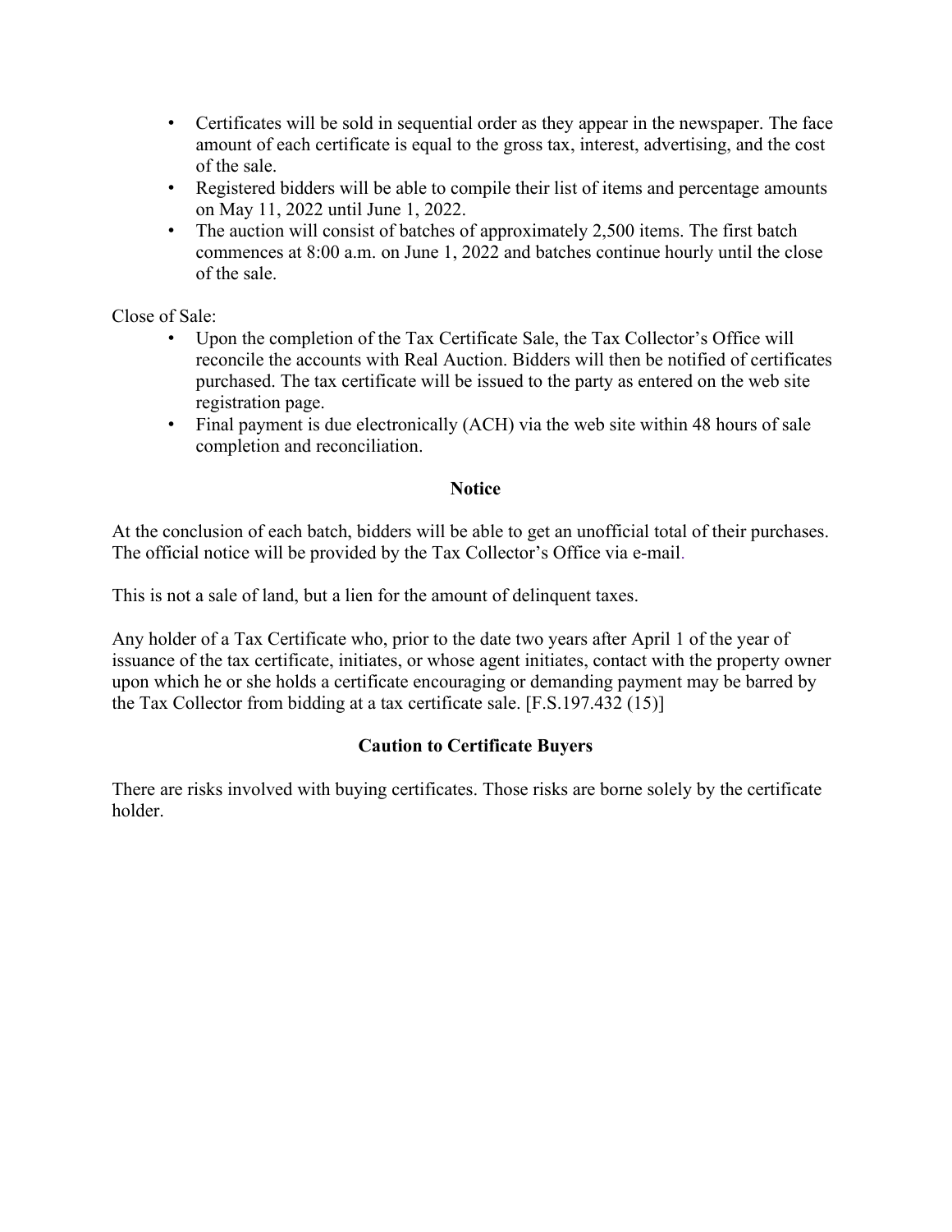- Certificates will be sold in sequential order as they appear in the newspaper. The face amount of each certificate is equal to the gross tax, interest, advertising, and the cost of the sale.
- Registered bidders will be able to compile their list of items and percentage amounts on May 11, 2022 until June 1, 2022.
- The auction will consist of batches of approximately 2,500 items. The first batch commences at 8:00 a.m. on June 1, 2022 and batches continue hourly until the close of the sale.

Close of Sale:

- Upon the completion of the Tax Certificate Sale, the Tax Collector's Office will reconcile the accounts with Real Auction. Bidders will then be notified of certificates purchased. The tax certificate will be issued to the party as entered on the web site registration page.
- Final payment is due electronically (ACH) via the web site within 48 hours of sale completion and reconciliation.

**Notice**

At the conclusion of each batch, bidders will be able to get an unofficial total of their purchases. The official notice will be provided by the Tax Collector's Office via e-mail.

This is not a sale of land, but a lien for the amount of delinquent taxes.

Any holder of a Tax Certificate who, prior to the date two years after April 1 of the year of issuance of the tax certificate, initiates, or whose agent initiates, contact with the property owner upon which he or she holds a certificate encouraging or demanding payment may be barred by the Tax Collector from bidding at a tax certificate sale. [F.S.197.432 (15)]

**Caution to Certificate Buyers**

There are risks involved with buying certificates. Those risks are borne solely by the certificate holder.